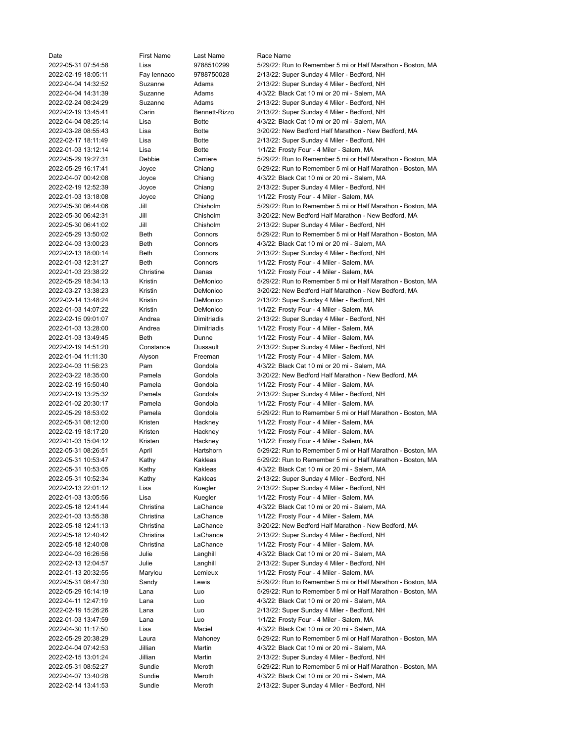| Date | First Name | Last Name | Race Name |
| --- | --- | --- | --- |
| 2022-05-31 07:54:58 | Lisa | 9788510299 | 5/29/22: Run to Remember 5 mi or Half Marathon - Boston, MA |
| 2022-02-19 18:05:11 | Fay Iennaco | 9788750028 | 2/13/22: Super Sunday 4 Miler - Bedford, NH |
| 2022-04-04 14:32:52 | Suzanne | Adams | 2/13/22: Super Sunday 4 Miler - Bedford, NH |
| 2022-04-04 14:31:39 | Suzanne | Adams | 4/3/22: Black Cat 10 mi or 20 mi - Salem, MA |
| 2022-02-24 08:24:29 | Suzanne | Adams | 2/13/22: Super Sunday 4 Miler - Bedford, NH |
| 2022-02-19 13:45:41 | Carin | Bennett-Rizzo | 2/13/22: Super Sunday 4 Miler - Bedford, NH |
| 2022-04-04 08:25:14 | Lisa | Botte | 4/3/22: Black Cat 10 mi or 20 mi - Salem, MA |
| 2022-03-28 08:55:43 | Lisa | Botte | 3/20/22: New Bedford Half Marathon - New Bedford, MA |
| 2022-02-17 18:11:49 | Lisa | Botte | 2/13/22: Super Sunday 4 Miler - Bedford, NH |
| 2022-01-03 13:12:14 | Lisa | Botte | 1/1/22: Frosty Four - 4 Miler - Salem, MA |
| 2022-05-29 19:27:31 | Debbie | Carriere | 5/29/22: Run to Remember 5 mi or Half Marathon - Boston, MA |
| 2022-05-29 16:17:41 | Joyce | Chiang | 5/29/22: Run to Remember 5 mi or Half Marathon - Boston, MA |
| 2022-04-07 00:42:08 | Joyce | Chiang | 4/3/22: Black Cat 10 mi or 20 mi - Salem, MA |
| 2022-02-19 12:52:39 | Joyce | Chiang | 2/13/22: Super Sunday 4 Miler - Bedford, NH |
| 2022-01-03 13:18:08 | Joyce | Chiang | 1/1/22: Frosty Four - 4 Miler - Salem, MA |
| 2022-05-30 06:44:06 | Jill | Chisholm | 5/29/22: Run to Remember 5 mi or Half Marathon - Boston, MA |
| 2022-05-30 06:42:31 | Jill | Chisholm | 3/20/22: New Bedford Half Marathon - New Bedford, MA |
| 2022-05-30 06:41:02 | Jill | Chisholm | 2/13/22: Super Sunday 4 Miler - Bedford, NH |
| 2022-05-29 13:50:02 | Beth | Connors | 5/29/22: Run to Remember 5 mi or Half Marathon - Boston, MA |
| 2022-04-03 13:00:23 | Beth | Connors | 4/3/22: Black Cat 10 mi or 20 mi - Salem, MA |
| 2022-02-13 18:00:14 | Beth | Connors | 2/13/22: Super Sunday 4 Miler - Bedford, NH |
| 2022-01-03 12:31:27 | Beth | Connors | 1/1/22: Frosty Four - 4 Miler - Salem, MA |
| 2022-01-03 23:38:22 | Christine | Danas | 1/1/22: Frosty Four - 4 Miler - Salem, MA |
| 2022-05-29 18:34:13 | Kristin | DeMonico | 5/29/22: Run to Remember 5 mi or Half Marathon - Boston, MA |
| 2022-03-27 13:38:23 | Kristin | DeMonico | 3/20/22: New Bedford Half Marathon - New Bedford, MA |
| 2022-02-14 13:48:24 | Kristin | DeMonico | 2/13/22: Super Sunday 4 Miler - Bedford, NH |
| 2022-01-03 14:07:22 | Kristin | DeMonico | 1/1/22: Frosty Four - 4 Miler - Salem, MA |
| 2022-02-15 09:01:07 | Andrea | Dimitriadis | 2/13/22: Super Sunday 4 Miler - Bedford, NH |
| 2022-01-03 13:28:00 | Andrea | Dimitriadis | 1/1/22: Frosty Four - 4 Miler - Salem, MA |
| 2022-01-03 13:49:45 | Beth | Dunne | 1/1/22: Frosty Four - 4 Miler - Salem, MA |
| 2022-02-19 14:51:20 | Constance | Dussault | 2/13/22: Super Sunday 4 Miler - Bedford, NH |
| 2022-01-04 11:11:30 | Alyson | Freeman | 1/1/22: Frosty Four - 4 Miler - Salem, MA |
| 2022-04-03 11:56:23 | Pam | Gondola | 4/3/22: Black Cat 10 mi or 20 mi - Salem, MA |
| 2022-03-22 18:35:00 | Pamela | Gondola | 3/20/22: New Bedford Half Marathon - New Bedford, MA |
| 2022-02-19 15:50:40 | Pamela | Gondola | 1/1/22: Frosty Four - 4 Miler - Salem, MA |
| 2022-02-19 13:25:32 | Pamela | Gondola | 2/13/22: Super Sunday 4 Miler - Bedford, NH |
| 2022-01-02 20:30:17 | Pamela | Gondola | 1/1/22: Frosty Four - 4 Miler - Salem, MA |
| 2022-05-29 18:53:02 | Pamela | Gondola | 5/29/22: Run to Remember 5 mi or Half Marathon - Boston, MA |
| 2022-05-31 08:12:00 | Kristen | Hackney | 1/1/22: Frosty Four - 4 Miler - Salem, MA |
| 2022-02-19 18:17:20 | Kristen | Hackney | 1/1/22: Frosty Four - 4 Miler - Salem, MA |
| 2022-01-03 15:04:12 | Kristen | Hackney | 1/1/22: Frosty Four - 4 Miler - Salem, MA |
| 2022-05-31 08:26:51 | April | Hartshorn | 5/29/22: Run to Remember 5 mi or Half Marathon - Boston, MA |
| 2022-05-31 10:53:47 | Kathy | Kakleas | 5/29/22: Run to Remember 5 mi or Half Marathon - Boston, MA |
| 2022-05-31 10:53:05 | Kathy | Kakleas | 4/3/22: Black Cat 10 mi or 20 mi - Salem, MA |
| 2022-05-31 10:52:34 | Kathy | Kakleas | 2/13/22: Super Sunday 4 Miler - Bedford, NH |
| 2022-02-13 22:01:12 | Lisa | Kuegler | 2/13/22: Super Sunday 4 Miler - Bedford, NH |
| 2022-01-03 13:05:56 | Lisa | Kuegler | 1/1/22: Frosty Four - 4 Miler - Salem, MA |
| 2022-05-18 12:41:44 | Christina | LaChance | 4/3/22: Black Cat 10 mi or 20 mi - Salem, MA |
| 2022-01-03 13:55:38 | Christina | LaChance | 1/1/22: Frosty Four - 4 Miler - Salem, MA |
| 2022-05-18 12:41:13 | Christina | LaChance | 3/20/22: New Bedford Half Marathon - New Bedford, MA |
| 2022-05-18 12:40:42 | Christina | LaChance | 2/13/22: Super Sunday 4 Miler - Bedford, NH |
| 2022-05-18 12:40:08 | Christina | LaChance | 1/1/22: Frosty Four - 4 Miler - Salem, MA |
| 2022-04-03 16:26:56 | Julie | Langhill | 4/3/22: Black Cat 10 mi or 20 mi - Salem, MA |
| 2022-02-13 12:04:57 | Julie | Langhill | 2/13/22: Super Sunday 4 Miler - Bedford, NH |
| 2022-01-13 20:32:55 | Marylou | Lemieux | 1/1/22: Frosty Four - 4 Miler - Salem, MA |
| 2022-05-31 08:47:30 | Sandy | Lewis | 5/29/22: Run to Remember 5 mi or Half Marathon - Boston, MA |
| 2022-05-29 16:14:19 | Lana | Luo | 5/29/22: Run to Remember 5 mi or Half Marathon - Boston, MA |
| 2022-04-11 12:47:19 | Lana | Luo | 4/3/22: Black Cat 10 mi or 20 mi - Salem, MA |
| 2022-02-19 15:26:26 | Lana | Luo | 2/13/22: Super Sunday 4 Miler - Bedford, NH |
| 2022-01-03 13:47:59 | Lana | Luo | 1/1/22: Frosty Four - 4 Miler - Salem, MA |
| 2022-04-30 11:17:50 | Lisa | Maciel | 4/3/22: Black Cat 10 mi or 20 mi - Salem, MA |
| 2022-05-29 20:38:29 | Laura | Mahoney | 5/29/22: Run to Remember 5 mi or Half Marathon - Boston, MA |
| 2022-04-04 07:42:53 | Jillian | Martin | 4/3/22: Black Cat 10 mi or 20 mi - Salem, MA |
| 2022-02-15 13:01:24 | Jillian | Martin | 2/13/22: Super Sunday 4 Miler - Bedford, NH |
| 2022-05-31 08:52:27 | Sundie | Meroth | 5/29/22: Run to Remember 5 mi or Half Marathon - Boston, MA |
| 2022-04-07 13:40:28 | Sundie | Meroth | 4/3/22: Black Cat 10 mi or 20 mi - Salem, MA |
| 2022-02-14 13:41:53 | Sundie | Meroth | 2/13/22: Super Sunday 4 Miler - Bedford, NH |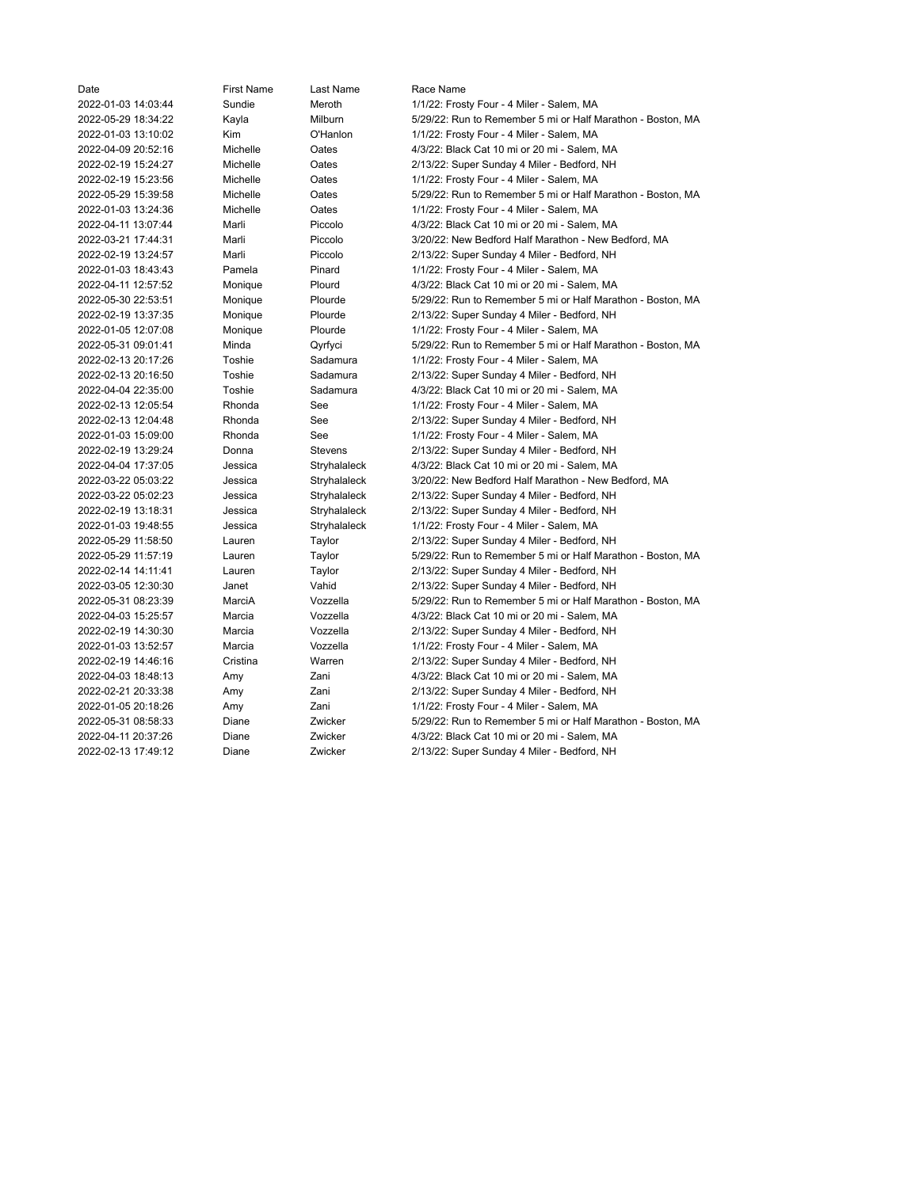| Date | First Name | Last Name | Race Name |
|---|---|---|---|
| 2022-01-03 14:03:44 | Sundie | Meroth | 1/1/22: Frosty Four - 4 Miler - Salem, MA |
| 2022-05-29 18:34:22 | Kayla | Milburn | 5/29/22: Run to Remember 5 mi or Half Marathon - Boston, MA |
| 2022-01-03 13:10:02 | Kim | O'Hanlon | 1/1/22: Frosty Four - 4 Miler - Salem, MA |
| 2022-04-09 20:52:16 | Michelle | Oates | 4/3/22: Black Cat 10 mi or 20 mi - Salem, MA |
| 2022-02-19 15:24:27 | Michelle | Oates | 2/13/22: Super Sunday 4 Miler - Bedford, NH |
| 2022-02-19 15:23:56 | Michelle | Oates | 1/1/22: Frosty Four - 4 Miler - Salem, MA |
| 2022-05-29 15:39:58 | Michelle | Oates | 5/29/22: Run to Remember 5 mi or Half Marathon - Boston, MA |
| 2022-01-03 13:24:36 | Michelle | Oates | 1/1/22: Frosty Four - 4 Miler - Salem, MA |
| 2022-04-11 13:07:44 | Marli | Piccolo | 4/3/22: Black Cat 10 mi or 20 mi - Salem, MA |
| 2022-03-21 17:44:31 | Marli | Piccolo | 3/20/22: New Bedford Half Marathon - New Bedford, MA |
| 2022-02-19 13:24:57 | Marli | Piccolo | 2/13/22: Super Sunday 4 Miler - Bedford, NH |
| 2022-01-03 18:43:43 | Pamela | Pinard | 1/1/22: Frosty Four - 4 Miler - Salem, MA |
| 2022-04-11 12:57:52 | Monique | Plourd | 4/3/22: Black Cat 10 mi or 20 mi - Salem, MA |
| 2022-05-30 22:53:51 | Monique | Plourde | 5/29/22: Run to Remember 5 mi or Half Marathon - Boston, MA |
| 2022-02-19 13:37:35 | Monique | Plourde | 2/13/22: Super Sunday 4 Miler - Bedford, NH |
| 2022-01-05 12:07:08 | Monique | Plourde | 1/1/22: Frosty Four - 4 Miler - Salem, MA |
| 2022-05-31 09:01:41 | Minda | Qyrfyci | 5/29/22: Run to Remember 5 mi or Half Marathon - Boston, MA |
| 2022-02-13 20:17:26 | Toshie | Sadamura | 1/1/22: Frosty Four - 4 Miler - Salem, MA |
| 2022-02-13 20:16:50 | Toshie | Sadamura | 2/13/22: Super Sunday 4 Miler - Bedford, NH |
| 2022-04-04 22:35:00 | Toshie | Sadamura | 4/3/22: Black Cat 10 mi or 20 mi - Salem, MA |
| 2022-02-13 12:05:54 | Rhonda | See | 1/1/22: Frosty Four - 4 Miler - Salem, MA |
| 2022-02-13 12:04:48 | Rhonda | See | 2/13/22: Super Sunday 4 Miler - Bedford, NH |
| 2022-01-03 15:09:00 | Rhonda | See | 1/1/22: Frosty Four - 4 Miler - Salem, MA |
| 2022-02-19 13:29:24 | Donna | Stevens | 2/13/22: Super Sunday 4 Miler - Bedford, NH |
| 2022-04-04 17:37:05 | Jessica | Stryhalaleck | 4/3/22: Black Cat 10 mi or 20 mi - Salem, MA |
| 2022-03-22 05:03:22 | Jessica | Stryhalaleck | 3/20/22: New Bedford Half Marathon - New Bedford, MA |
| 2022-03-22 05:02:23 | Jessica | Stryhalaleck | 2/13/22: Super Sunday 4 Miler - Bedford, NH |
| 2022-02-19 13:18:31 | Jessica | Stryhalaleck | 2/13/22: Super Sunday 4 Miler - Bedford, NH |
| 2022-01-03 19:48:55 | Jessica | Stryhalaleck | 1/1/22: Frosty Four - 4 Miler - Salem, MA |
| 2022-05-29 11:58:50 | Lauren | Taylor | 2/13/22: Super Sunday 4 Miler - Bedford, NH |
| 2022-05-29 11:57:19 | Lauren | Taylor | 5/29/22: Run to Remember 5 mi or Half Marathon - Boston, MA |
| 2022-02-14 14:11:41 | Lauren | Taylor | 2/13/22: Super Sunday 4 Miler - Bedford, NH |
| 2022-03-05 12:30:30 | Janet | Vahid | 2/13/22: Super Sunday 4 Miler - Bedford, NH |
| 2022-05-31 08:23:39 | MarciA | Vozzella | 5/29/22: Run to Remember 5 mi or Half Marathon - Boston, MA |
| 2022-04-03 15:25:57 | Marcia | Vozzella | 4/3/22: Black Cat 10 mi or 20 mi - Salem, MA |
| 2022-02-19 14:30:30 | Marcia | Vozzella | 2/13/22: Super Sunday 4 Miler - Bedford, NH |
| 2022-01-03 13:52:57 | Marcia | Vozzella | 1/1/22: Frosty Four - 4 Miler - Salem, MA |
| 2022-02-19 14:46:16 | Cristina | Warren | 2/13/22: Super Sunday 4 Miler - Bedford, NH |
| 2022-04-03 18:48:13 | Amy | Zani | 4/3/22: Black Cat 10 mi or 20 mi - Salem, MA |
| 2022-02-21 20:33:38 | Amy | Zani | 2/13/22: Super Sunday 4 Miler - Bedford, NH |
| 2022-01-05 20:18:26 | Amy | Zani | 1/1/22: Frosty Four - 4 Miler - Salem, MA |
| 2022-05-31 08:58:33 | Diane | Zwicker | 5/29/22: Run to Remember 5 mi or Half Marathon - Boston, MA |
| 2022-04-11 20:37:26 | Diane | Zwicker | 4/3/22: Black Cat 10 mi or 20 mi - Salem, MA |
| 2022-02-13 17:49:12 | Diane | Zwicker | 2/13/22: Super Sunday 4 Miler - Bedford, NH |